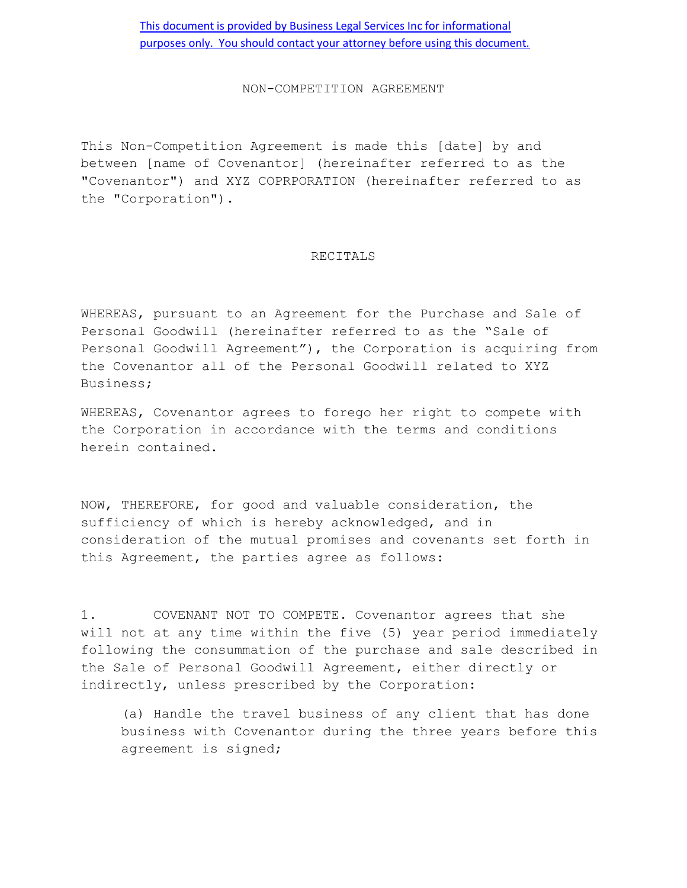This document is provided by Business Legal Services Inc for informational purposes only. You should contact your attorney before using this document.

# NON-COMPETITION AGREEMENT

This Non-Competition Agreement is made this [date] by and between [name of Covenantor] (hereinafter referred to as the "Covenantor") and XYZ COPRPORATION (hereinafter referred to as the "Corporation").

## RECITALS

WHEREAS, pursuant to an Agreement for the Purchase and Sale of Personal Goodwill (hereinafter referred to as the "Sale of Personal Goodwill Agreement"), the Corporation is acquiring from the Covenantor all of the Personal Goodwill related to XYZ Business;

WHEREAS, Covenantor agrees to forego her right to compete with the Corporation in accordance with the terms and conditions herein contained.

NOW, THEREFORE, for good and valuable consideration, the sufficiency of which is hereby acknowledged, and in consideration of the mutual promises and covenants set forth in this Agreement, the parties agree as follows:

1. COVENANT NOT TO COMPETE. Covenantor agrees that she will not at any time within the five (5) year period immediately following the consummation of the purchase and sale described in the Sale of Personal Goodwill Agreement, either directly or indirectly, unless prescribed by the Corporation:

   (a) Handle the travel business of any client that has done business with Covenantor during the three years before this agreement is signed;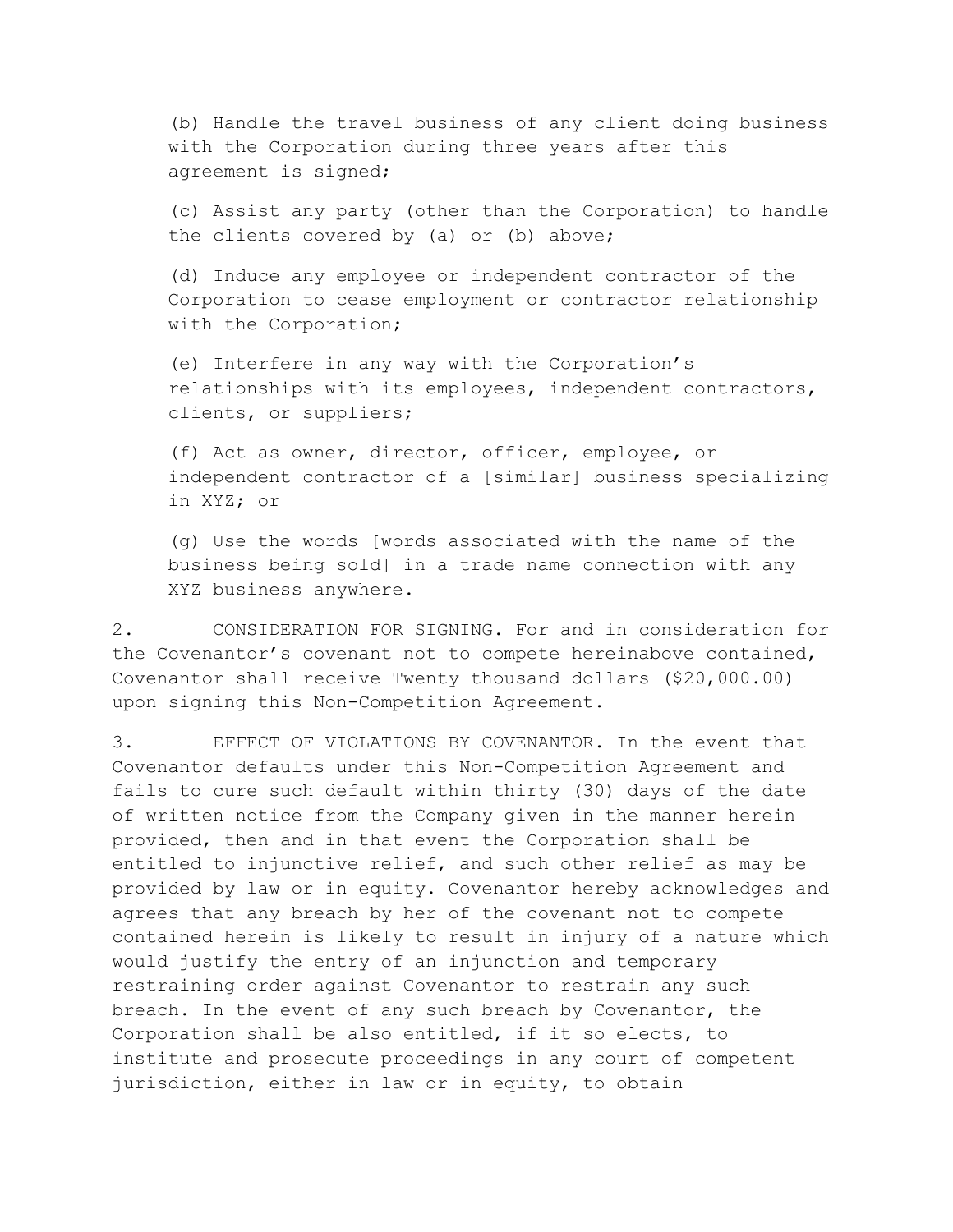(b) Handle the travel business of any client doing business with the Corporation during three years after this agreement is signed;

(c) Assist any party (other than the Corporation) to handle the clients covered by (a) or (b) above;

(d) Induce any employee or independent contractor of the Corporation to cease employment or contractor relationship with the Corporation;

(e) Interfere in any way with the Corporation's relationships with its employees, independent contractors, clients, or suppliers;

(f) Act as owner, director, officer, employee, or independent contractor of a [similar] business specializing in XYZ; or

(g) Use the words [words associated with the name of the business being sold] in a trade name connection with any XYZ business anywhere.

2. CONSIDERATION FOR SIGNING. For and in consideration for the Covenantor's covenant not to compete hereinabove contained, Covenantor shall receive Twenty thousand dollars ($20,000.00) upon signing this Non-Competition Agreement.

3. EFFECT OF VIOLATIONS BY COVENANTOR. In the event that Covenantor defaults under this Non-Competition Agreement and fails to cure such default within thirty (30) days of the date of written notice from the Company given in the manner herein provided, then and in that event the Corporation shall be entitled to injunctive relief, and such other relief as may be provided by law or in equity. Covenantor hereby acknowledges and agrees that any breach by her of the covenant not to compete contained herein is likely to result in injury of a nature which would justify the entry of an injunction and temporary restraining order against Covenantor to restrain any such breach. In the event of any such breach by Covenantor, the Corporation shall be also entitled, if it so elects, to institute and prosecute proceedings in any court of competent jurisdiction, either in law or in equity, to obtain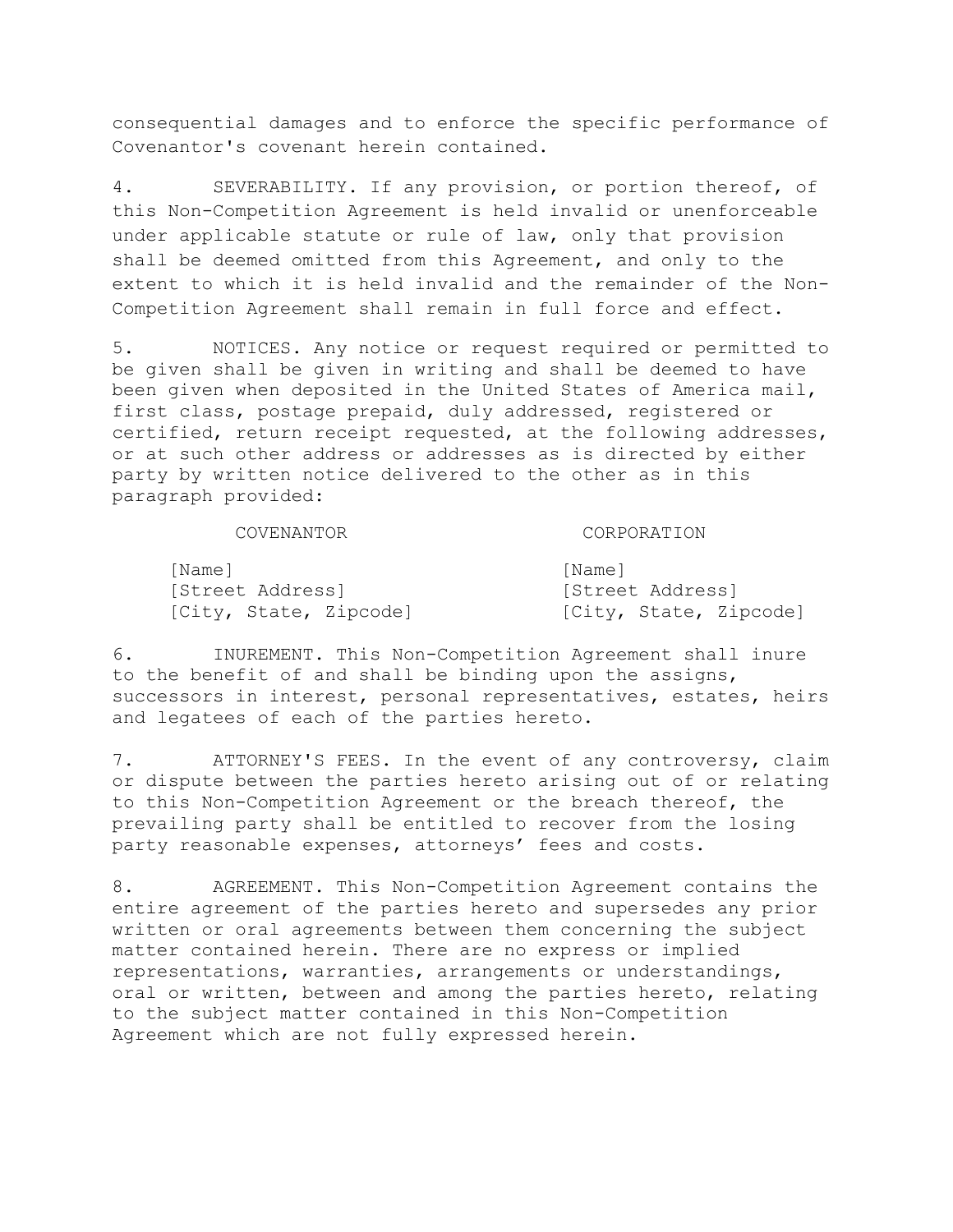consequential damages and to enforce the specific performance of Covenantor's covenant herein contained.

4. SEVERABILITY. If any provision, or portion thereof, of this Non-Competition Agreement is held invalid or unenforceable under applicable statute or rule of law, only that provision shall be deemed omitted from this Agreement, and only to the extent to which it is held invalid and the remainder of the Non-Competition Agreement shall remain in full force and effect.

5. NOTICES. Any notice or request required or permitted to be given shall be given in writing and shall be deemed to have been given when deposited in the United States of America mail, first class, postage prepaid, duly addressed, registered or certified, return receipt requested, at the following addresses, or at such other address or addresses as is directed by either party by written notice delivered to the other as in this paragraph provided:

| COVENANTOR | CORPORATION |
| --- | --- |
| [Name] | [Name] |
| [Street Address] | [Street Address] |
| [City, State, Zipcode] | [City, State, Zipcode] |

6. INUREMENT. This Non-Competition Agreement shall inure to the benefit of and shall be binding upon the assigns, successors in interest, personal representatives, estates, heirs and legatees of each of the parties hereto.

7. ATTORNEY'S FEES. In the event of any controversy, claim or dispute between the parties hereto arising out of or relating to this Non-Competition Agreement or the breach thereof, the prevailing party shall be entitled to recover from the losing party reasonable expenses, attorneys' fees and costs.

8. AGREEMENT. This Non-Competition Agreement contains the entire agreement of the parties hereto and supersedes any prior written or oral agreements between them concerning the subject matter contained herein. There are no express or implied representations, warranties, arrangements or understandings, oral or written, between and among the parties hereto, relating to the subject matter contained in this Non-Competition Agreement which are not fully expressed herein.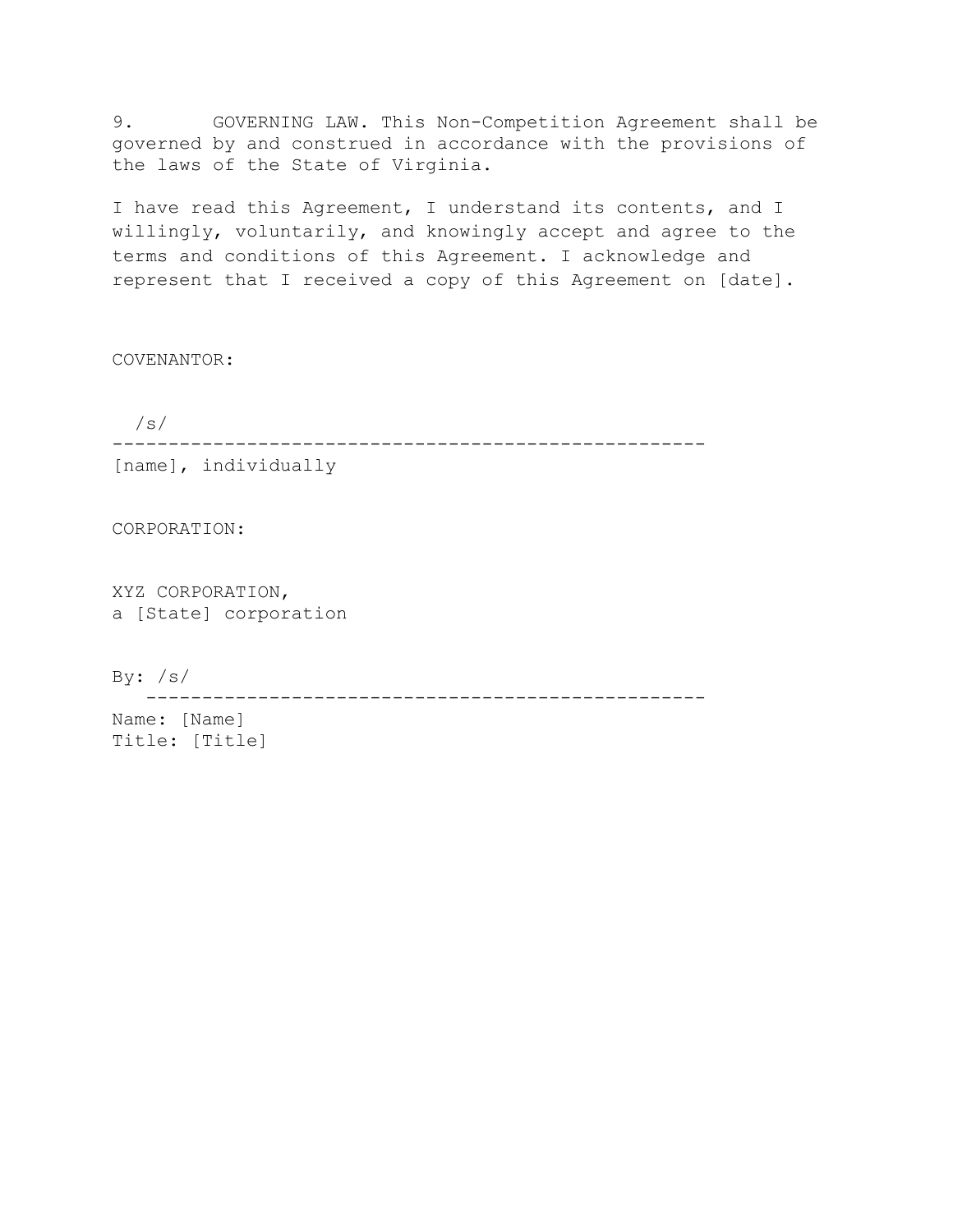9. GOVERNING LAW. This Non-Competition Agreement shall be governed by and construed in accordance with the provisions of the laws of the State of Virginia.

I have read this Agreement, I understand its contents, and I willingly, voluntarily, and knowingly accept and agree to the terms and conditions of this Agreement. I acknowledge and represent that I received a copy of this Agreement on [date].

COVENANTOR:

/s/
------------------------------------------------------
[name], individually

CORPORATION:

XYZ CORPORATION,
a [State] corporation

By: /s/
---------------------------------------------------
Name: [Name]
Title: [Title]